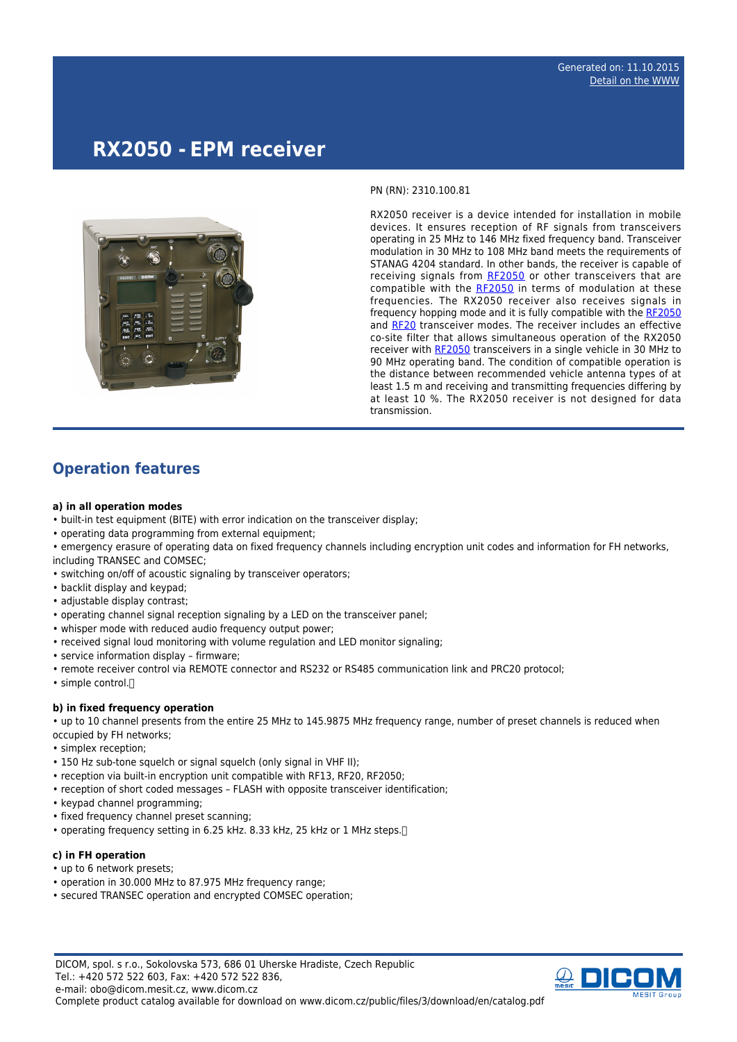# RX2050 - EPM receiver

PN (RN): 2310.100.81

RX2050 receiver is a device intended for installation in mobile devices. It ensures reception of RF signals from transceivers operating in 25 MHz to 146 MHz fixed frequency band. Transceiver modulation in 30 MHz to 108 MHz band meets the requirements of STANAG 4204 standard. In other bands, the receiver is capable of receiving signals from RF2050 or other transceivers that are compatible with the RF2050 in terms of modulation at these frequencies. The RX2050 receiver also receives signals in frequency hopping mode and it is fully compatible with the RF2050 and RF20 transceiver modes. The receiver includes an effective co-site filter that allows simultaneous operation of the RX2050 receiver with RF2050 transceivers in a single vehicle in 30 MHz to 90 MHz operating band. The condition of compatible operation is the distance between recommended vehicle antenna types of at least 1.5 m and receiving and transmitting frequencies differing by at least 10 %. The RX2050 receiver is not designed for data transmission.

## Operation features

**a) in all operation modes**

- built-in test equipment (BITE) with error indication on the transceiver display;
- operating data programming from external equipment;
- emergency erasure of operating data on fixed frequency channels including encryption unit codes and information for FH networks, including TRANSEC and COMSEC;
- switching on/off of acoustic signaling by transceiver operators;
- backlit display and keypad;
- adjustable display contrast;
- operating channel signal reception signaling by a LED on the transceiver panel;
- whisper mode with reduced audio frequency output power;
- received signal loud monitoring with volume regulation and LED monitor signaling;
- service information display – firmware;
- remote receiver control via REMOTE connector and RS232 or RS485 communication link and PRC20 protocol;
- simple control.

**b) in fixed frequency operation**

- up to 10 channel presents from the entire 25 MHz to 145.9875 MHz frequency range, number of preset channels is reduced when occupied by FH networks;
- simplex reception;
- 150 Hz sub-tone squelch or signal squelch (only signal in VHF II);
- reception via built-in encryption unit compatible with RF13, RF20, RF2050;
- reception of short coded messages – FLASH with opposite transceiver identification;
- keypad channel programming;
- fixed frequency channel preset scanning;
- operating frequency setting in 6.25 kHz. 8.33 kHz, 25 kHz or 1 MHz steps.

**c) in FH operation**

- up to 6 network presets;
- operation in 30.000 MHz to 87.975 MHz frequency range;
- secured TRANSEC operation and encrypted COMSEC operation;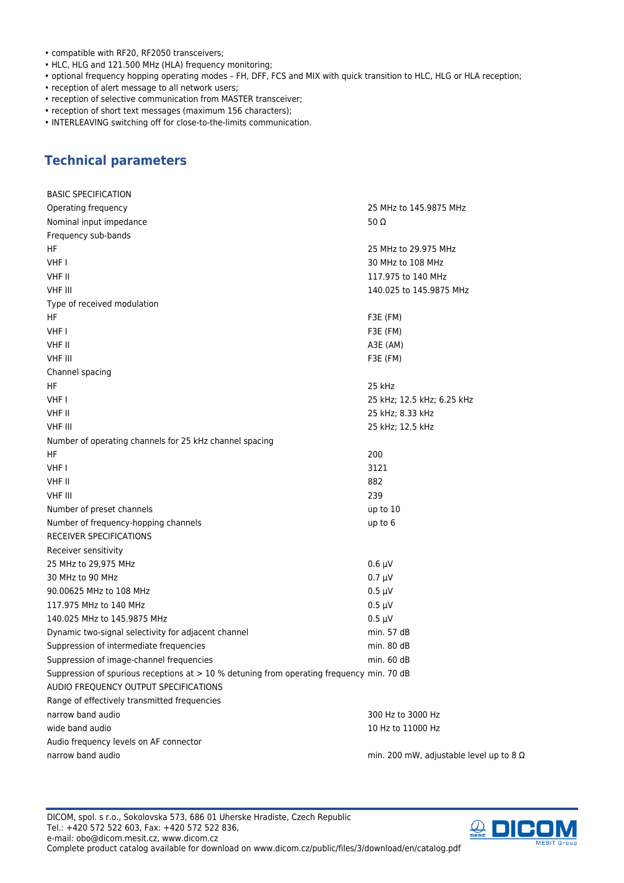- compatible with RF20, RF2050 transceivers;
- HLC, HLG and 121.500 MHz (HLA) frequency monitoring;
- optional frequency hopping operating modes – FH, DFF, FCS and MIX with quick transition to HLC, HLG or HLA reception;
- reception of alert message to all network users;
- reception of selective communication from MASTER transceiver;
- reception of short text messages (maximum 156 characters);
- INTERLEAVING switching off for close-to-the-limits communication.

## Technical parameters

| | |
|---|---|
| BASIC SPECIFICATION | |
| Operating frequency | 25 MHz to 145.9875 MHz |
| Nominal input impedance | 50 Ω |
| Frequency sub-bands | |
| HF | 25 MHz to 29.975 MHz |
| VHF I | 30 MHz to 108 MHz |
| VHF II | 117.975 to 140 MHz |
| VHF III | 140.025 to 145.9875 MHz |
| Type of received modulation | |
| HF | F3E (FM) |
| VHF I | F3E (FM) |
| VHF II | A3E (AM) |
| VHF III | F3E (FM) |
| Channel spacing | |
| HF | 25 kHz |
| VHF I | 25 kHz; 12.5 kHz; 6.25 kHz |
| VHF II | 25 kHz; 8.33 kHz |
| VHF III | 25 kHz; 12.5 kHz |
| Number of operating channels for 25 kHz channel spacing | |
| HF | 200 |
| VHF I | 3121 |
| VHF II | 882 |
| VHF III | 239 |
| Number of preset channels | up to 10 |
| Number of frequency-hopping channels | up to 6 |
| RECEIVER SPECIFICATIONS | |
| Receiver sensitivity | |
| 25 MHz to 29,975 MHz | 0.6 µV |
| 30 MHz to 90 MHz | 0.7 µV |
| 90.00625 MHz to 108 MHz | 0.5 µV |
| 117.975 MHz to 140 MHz | 0.5 µV |
| 140.025 MHz to 145.9875 MHz | 0.5 µV |
| Dynamic two-signal selectivity for adjacent channel | min. 57 dB |
| Suppression of intermediate frequencies | min. 80 dB |
| Suppression of image-channel frequencies | min. 60 dB |
| Suppression of spurious receptions at > 10 % detuning from operating frequency | min. 70 dB |
| AUDIO FREQUENCY OUTPUT SPECIFICATIONS | |
| Range of effectively transmitted frequencies | |
| narrow band audio | 300 Hz to 3000 Hz |
| wide band audio | 10 Hz to 11000 Hz |
| Audio frequency levels on AF connector | |
| narrow band audio | min. 200 mW, adjustable level up to 8 Ω |

DICOM, spol. s r.o., Sokolovska 573, 686 01 Uherske Hradiste, Czech Republic
Tel.: +420 572 522 603, Fax: +420 572 522 836,
e-mail: obo@dicom.mesit.cz, www.dicom.cz
Complete product catalog available for download on www.dicom.cz/public/files/3/download/en/catalog.pdf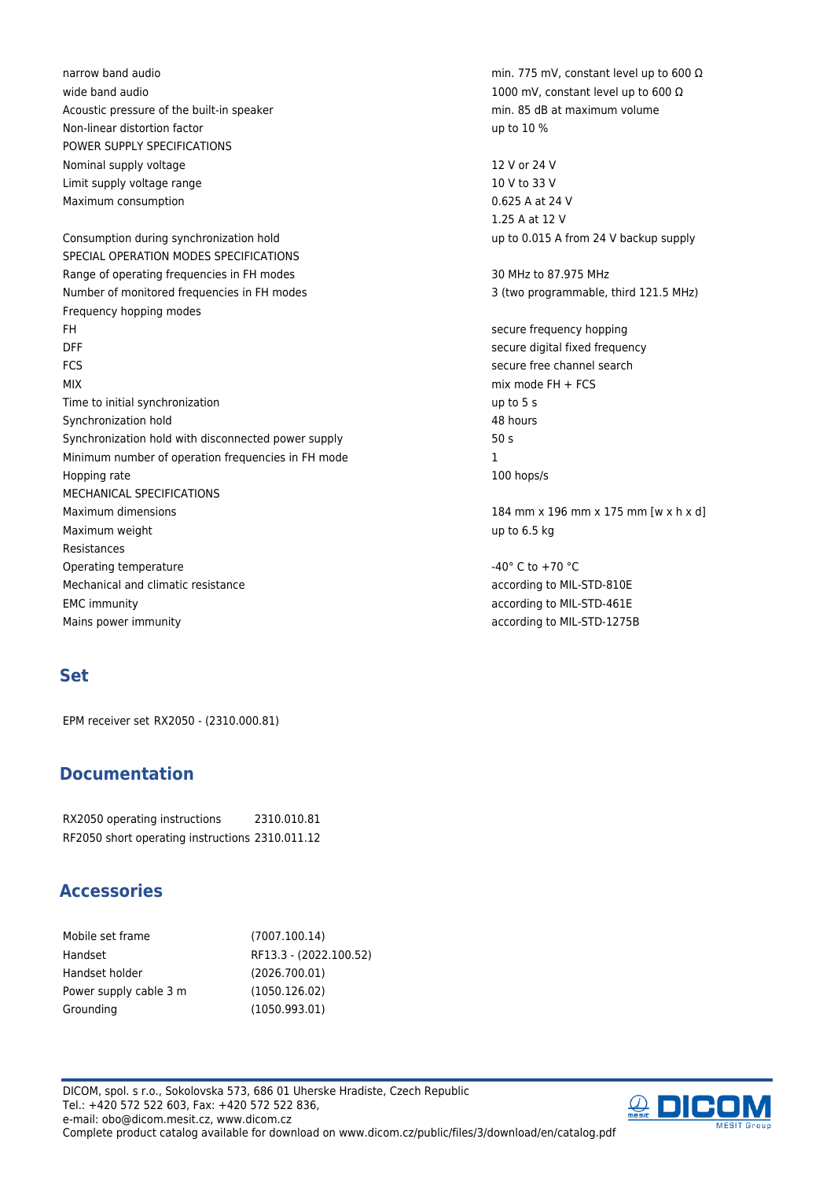| | |
|---|---|
| narrow band audio | min. 775 mV, constant level up to 600 Ω |
| wide band audio | 1000 mV, constant level up to 600 Ω |
| Acoustic pressure of the built-in speaker | min. 85 dB at maximum volume |
| Non-linear distortion factor | up to 10 % |
| POWER SUPPLY SPECIFICATIONS | |
| Nominal supply voltage | 12 V or 24 V |
| Limit supply voltage range | 10 V to 33 V |
| Maximum consumption | 0.625 A at 24 V<br>1.25 A at 12 V |
| Consumption during synchronization hold | up to 0.015 A from 24 V backup supply |
| SPECIAL OPERATION MODES SPECIFICATIONS | |
| Range of operating frequencies in FH modes | 30 MHz to 87.975 MHz |
| Number of monitored frequencies in FH modes | 3 (two programmable, third 121.5 MHz) |
| Frequency hopping modes | |
| FH | secure frequency hopping |
| DFF | secure digital fixed frequency |
| FCS | secure free channel search |
| MIX | mix mode FH + FCS |
| Time to initial synchronization | up to 5 s |
| Synchronization hold | 48 hours |
| Synchronization hold with disconnected power supply | 50 s |
| Minimum number of operation frequencies in FH mode | 1 |
| Hopping rate | 100 hops/s |
| MECHANICAL SPECIFICATIONS | |
| Maximum dimensions | 184 mm x 196 mm x 175 mm [w x h x d] |
| Maximum weight | up to 6.5 kg |
| Resistances | |
| Operating temperature | -40° C to +70 °C |
| Mechanical and climatic resistance | according to MIL-STD-810E |
| EMC immunity | according to MIL-STD-461E |
| Mains power immunity | according to MIL-STD-1275B |

## Set

EPM receiver set RX2050 - (2310.000.81)

## Documentation

| | |
|---|---|
| RX2050 operating instructions | 2310.010.81 |
| RF2050 short operating instructions | 2310.011.12 |

## Accessories

| | |
|---|---|
| Mobile set frame | (7007.100.14) |
| Handset | RF13.3 - (2022.100.52) |
| Handset holder | (2026.700.01) |
| Power supply cable 3 m | (1050.126.02) |
| Grounding | (1050.993.01) |

DICOM, spol. s r.o., Sokolovska 573, 686 01 Uherske Hradiste, Czech Republic
Tel.: +420 572 522 603, Fax: +420 572 522 836,
e-mail: obo@dicom.mesit.cz, www.dicom.cz
Complete product catalog available for download on www.dicom.cz/public/files/3/download/en/catalog.pdf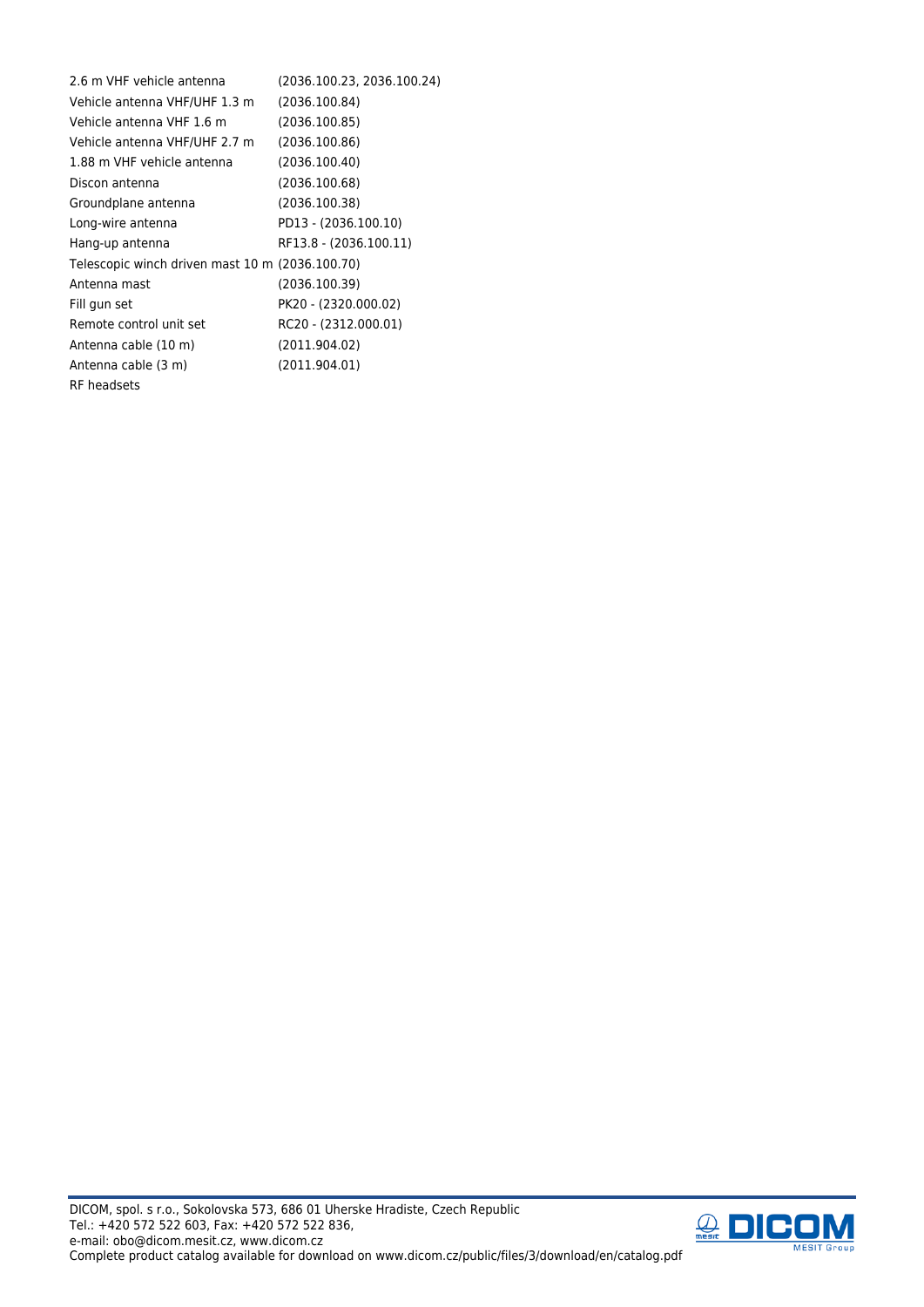| | |
|---|---|
| 2.6 m VHF vehicle antenna | (2036.100.23, 2036.100.24) |
| Vehicle antenna VHF/UHF 1.3 m | (2036.100.84) |
| Vehicle antenna VHF 1.6 m | (2036.100.85) |
| Vehicle antenna VHF/UHF 2.7 m | (2036.100.86) |
| 1.88 m VHF vehicle antenna | (2036.100.40) |
| Discon antenna | (2036.100.68) |
| Groundplane antenna | (2036.100.38) |
| Long-wire antenna | PD13 - (2036.100.10) |
| Hang-up antenna | RF13.8 - (2036.100.11) |
| Telescopic winch driven mast 10 m | (2036.100.70) |
| Antenna mast | (2036.100.39) |
| Fill gun set | PK20 - (2320.000.02) |
| Remote control unit set | RC20 - (2312.000.01) |
| Antenna cable (10 m) | (2011.904.02) |
| Antenna cable (3 m) | (2011.904.01) |
| RF headsets | |

DICOM, spol. s r.o., Sokolovska 573, 686 01 Uherske Hradiste, Czech Republic
Tel.: +420 572 522 603, Fax: +420 572 522 836,
e-mail: obo@dicom.mesit.cz, www.dicom.cz
Complete product catalog available for download on www.dicom.cz/public/files/3/download/en/catalog.pdf

DICOM MESIT Group